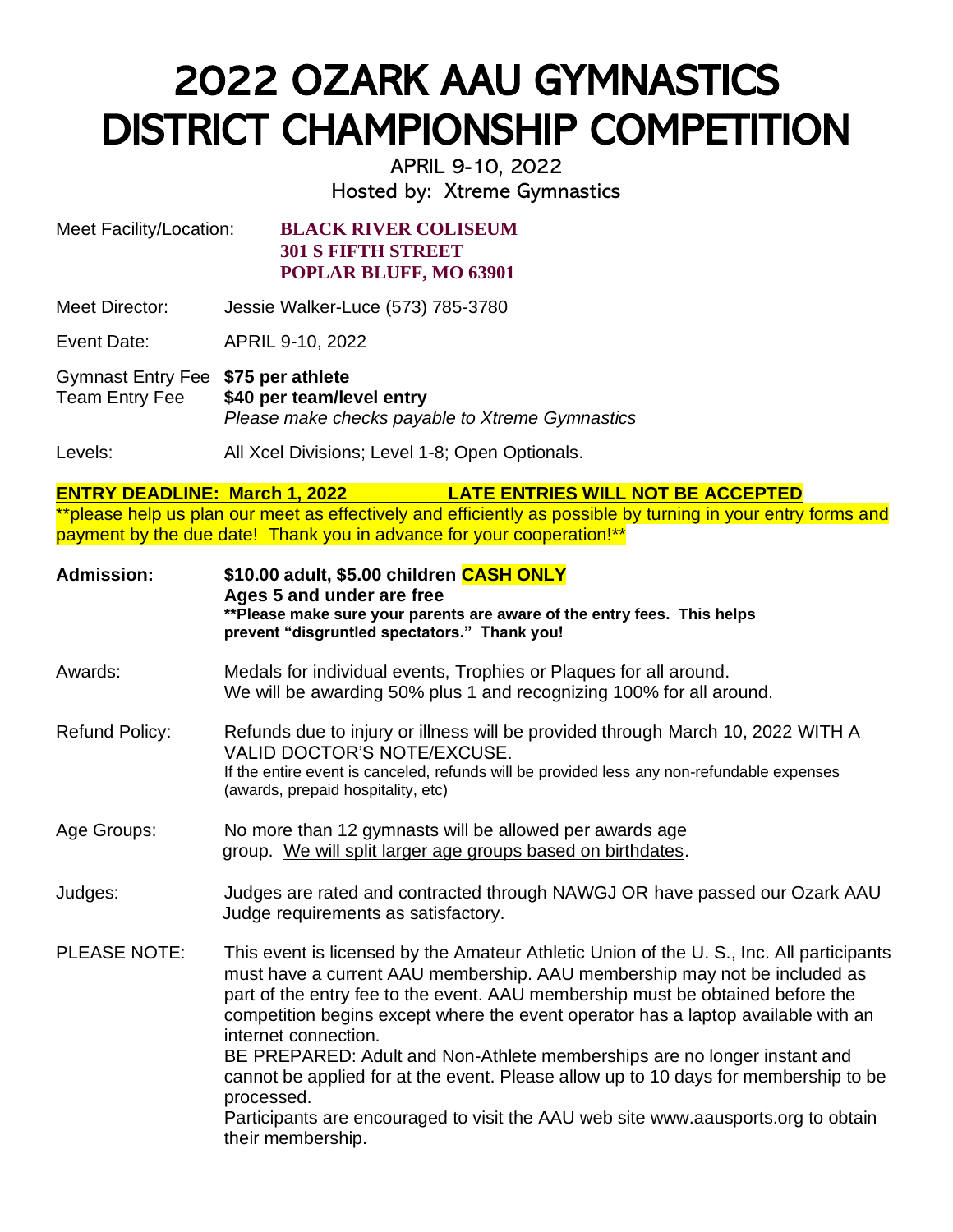# 2022 OZARK AAU GYMNASTICS DISTRICT CHAMPIONSHIP COMPETITION

APRIL 9-10, 2022

Hosted by: Xtreme Gymnastics

Meet Facility/Location: **BLACK RIVER COLISEUM**
**301 S FIFTH STREET**
**POPLAR BLUFF, MO 63901**

Meet Director: Jessie Walker-Luce (573) 785-3780

Event Date: APRIL 9-10, 2022

Gymnast Entry Fee **$75 per athlete**
Team Entry Fee **$40 per team/level entry**
*Please make checks payable to Xtreme Gymnastics*

Levels: All Xcel Divisions; Level 1-8; Open Optionals.

**ENTRY DEADLINE: March 1, 2022 LATE ENTRIES WILL NOT BE ACCEPTED**

**please help us plan our meet as effectively and efficiently as possible by turning in your entry forms and payment by the due date! Thank you in advance for your cooperation!**

**Admission:** **$10.00 adult, $5.00 children CASH ONLY**
**Ages 5 and under are free**
**\*\*Please make sure your parents are aware of the entry fees. This helps prevent "disgruntled spectators." Thank you!**

Awards: Medals for individual events, Trophies or Plaques for all around. We will be awarding 50% plus 1 and recognizing 100% for all around.

Refund Policy: Refunds due to injury or illness will be provided through March 10, 2022 WITH A VALID DOCTOR'S NOTE/EXCUSE.
If the entire event is canceled, refunds will be provided less any non-refundable expenses (awards, prepaid hospitality, etc)

Age Groups: No more than 12 gymnasts will be allowed per awards age group. We will split larger age groups based on birthdates.

Judges: Judges are rated and contracted through NAWGJ OR have passed our Ozark AAU Judge requirements as satisfactory.

PLEASE NOTE: This event is licensed by the Amateur Athletic Union of the U. S., Inc. All participants must have a current AAU membership. AAU membership may not be included as part of the entry fee to the event. AAU membership must be obtained before the competition begins except where the event operator has a laptop available with an internet connection.
BE PREPARED: Adult and Non-Athlete memberships are no longer instant and cannot be applied for at the event. Please allow up to 10 days for membership to be processed.
Participants are encouraged to visit the AAU web site www.aausports.org to obtain their membership.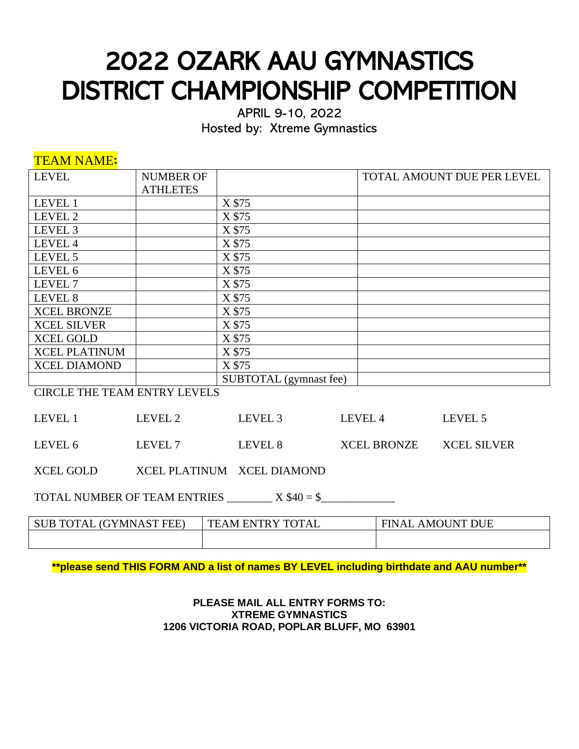# 2022 OZARK AAU GYMNASTICS DISTRICT CHAMPIONSHIP COMPETITION

APRIL 9-10, 2022

Hosted by: Xtreme Gymnastics

TEAM NAME:

| LEVEL | NUMBER OF ATHLETES | | TOTAL AMOUNT DUE PER LEVEL |
|---|---|---|---|
| LEVEL 1 | | X $75 | |
| LEVEL 2 | | X $75 | |
| LEVEL 3 | | X $75 | |
| LEVEL 4 | | X $75 | |
| LEVEL 5 | | X $75 | |
| LEVEL 6 | | X $75 | |
| LEVEL 7 | | X $75 | |
| LEVEL 8 | | X $75 | |
| XCEL BRONZE | | X $75 | |
| XCEL SILVER | | X $75 | |
| XCEL GOLD | | X $75 | |
| XCEL PLATINUM | | X $75 | |
| XCEL DIAMOND | | X $75 | |
| | | SUBTOTAL (gymnast fee) | |

CIRCLE THE TEAM ENTRY LEVELS

LEVEL 1 LEVEL 2 LEVEL 3 LEVEL 4 LEVEL 5

LEVEL 6 LEVEL 7 LEVEL 8 XCEL BRONZE XCEL SILVER

XCEL GOLD XCEL PLATINUM XCEL DIAMOND

TOTAL NUMBER OF TEAM ENTRIES ________ X $40 = $____________

| SUB TOTAL (GYMNAST FEE) | TEAM ENTRY TOTAL | FINAL AMOUNT DUE |
|---|---|---|
| | | |

**\*\*please send THIS FORM AND a list of names BY LEVEL including birthdate and AAU number\*\***

**PLEASE MAIL ALL ENTRY FORMS TO:**
**XTREME GYMNASTICS**
**1206 VICTORIA ROAD, POPLAR BLUFF, MO 63901**